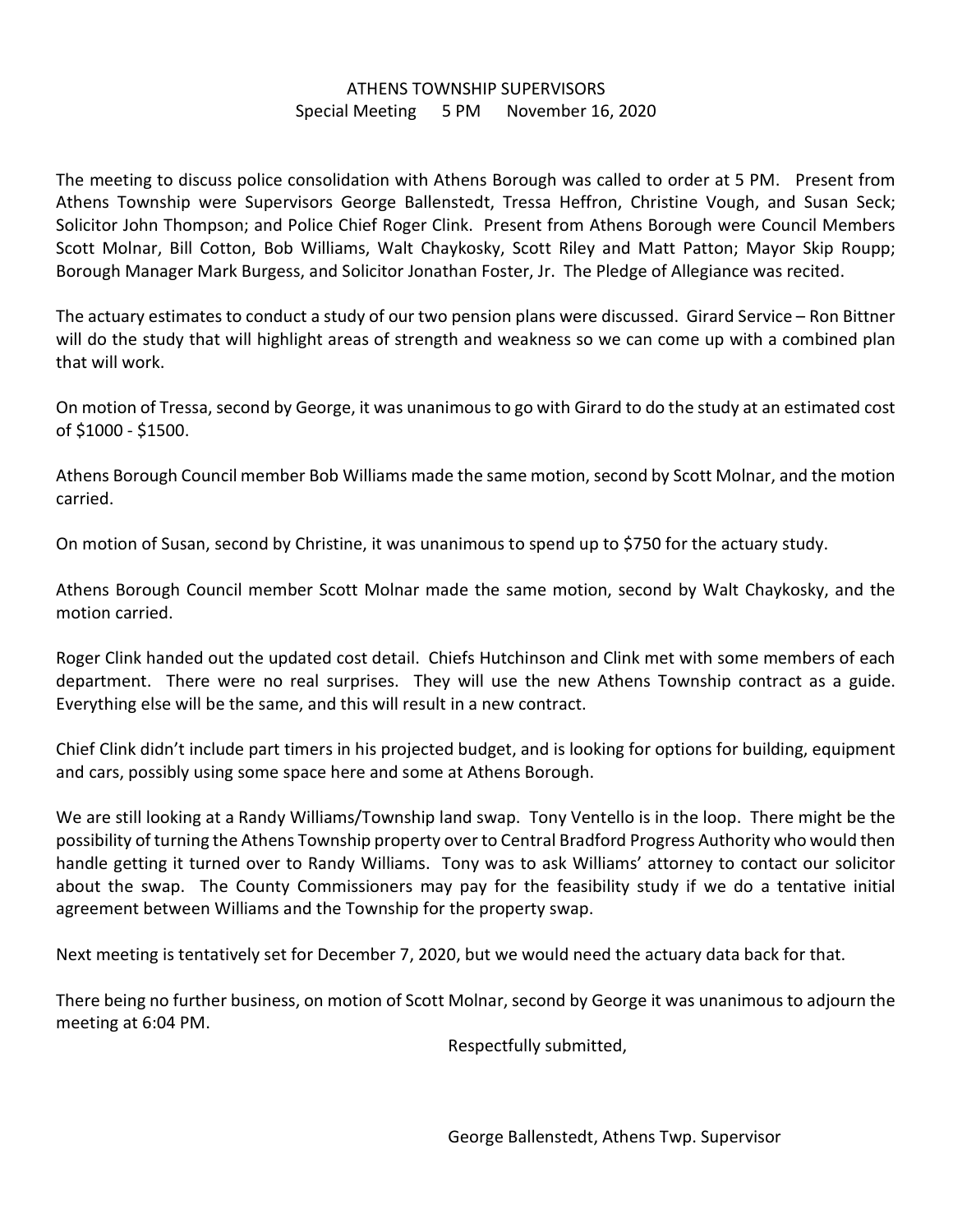# ATHENS TOWNSHIP SUPERVISORS

Special Meeting 5 PM November 16, 2020

The meeting to discuss police consolidation with Athens Borough was called to order at 5 PM. Present from Athens Township were Supervisors George Ballenstedt, Tressa Heffron, Christine Vough, and Susan Seck; Solicitor John Thompson; and Police Chief Roger Clink. Present from Athens Borough were Council Members Scott Molnar, Bill Cotton, Bob Williams, Walt Chaykosky, Scott Riley and Matt Patton; Mayor Skip Roupp; Borough Manager Mark Burgess, and Solicitor Jonathan Foster, Jr. The Pledge of Allegiance was recited.

The actuary estimates to conduct a study of our two pension plans were discussed. Girard Service – Ron Bittner will do the study that will highlight areas of strength and weakness so we can come up with a combined plan that will work.

On motion of Tressa, second by George, it was unanimous to go with Girard to do the study at an estimated cost of $1000 - $1500.

Athens Borough Council member Bob Williams made the same motion, second by Scott Molnar, and the motion carried.

On motion of Susan, second by Christine, it was unanimous to spend up to $750 for the actuary study.

Athens Borough Council member Scott Molnar made the same motion, second by Walt Chaykosky, and the motion carried.

Roger Clink handed out the updated cost detail. Chiefs Hutchinson and Clink met with some members of each department. There were no real surprises. They will use the new Athens Township contract as a guide. Everything else will be the same, and this will result in a new contract.

Chief Clink didn't include part timers in his projected budget, and is looking for options for building, equipment and cars, possibly using some space here and some at Athens Borough.

We are still looking at a Randy Williams/Township land swap. Tony Ventello is in the loop. There might be the possibility of turning the Athens Township property over to Central Bradford Progress Authority who would then handle getting it turned over to Randy Williams. Tony was to ask Williams' attorney to contact our solicitor about the swap. The County Commissioners may pay for the feasibility study if we do a tentative initial agreement between Williams and the Township for the property swap.

Next meeting is tentatively set for December 7, 2020, but we would need the actuary data back for that.

There being no further business, on motion of Scott Molnar, second by George it was unanimous to adjourn the meeting at 6:04 PM.

Respectfully submitted,

George Ballenstedt, Athens Twp. Supervisor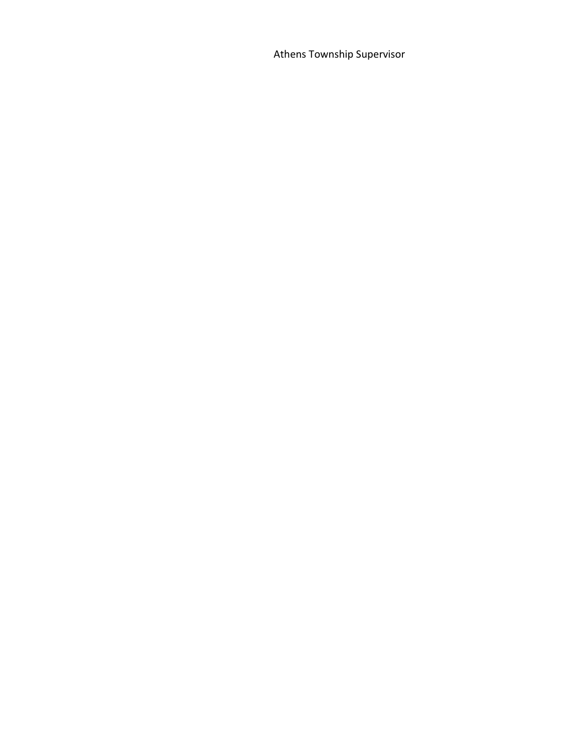Athens Township Supervisor